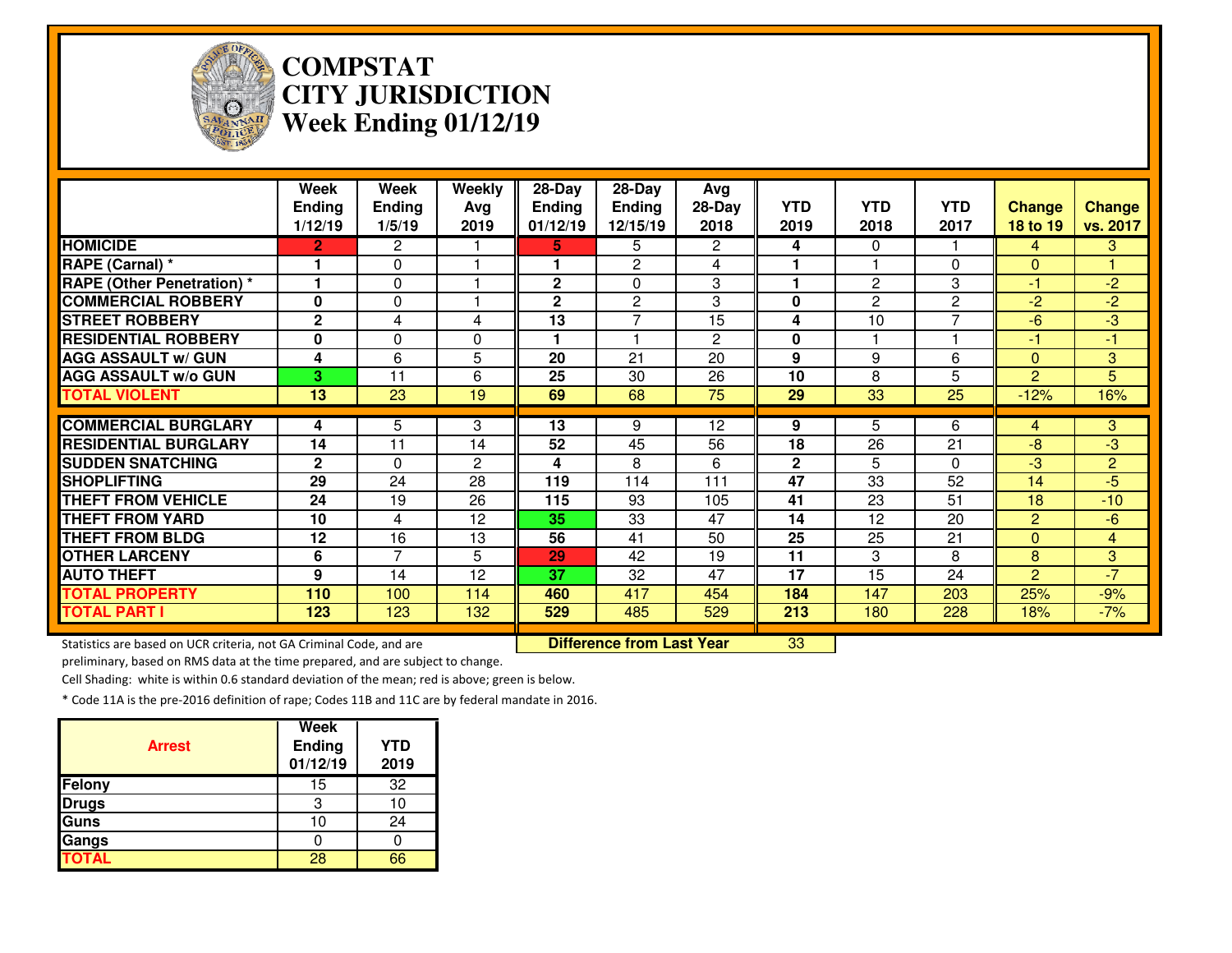# COMPSTAT
# CITY JURISDICTION
# Week Ending 01/12/19

| | Week Ending 1/12/19 | Week Ending 1/5/19 | Weekly Avg 2019 | 28-Day Ending 01/12/19 | 28-Day Ending 12/15/19 | Avg 28-Day 2018 | YTD 2019 | YTD 2018 | YTD 2017 | Change 18 to 19 | Change vs. 2017 |
|---|---|---|---|---|---|---|---|---|---|---|---|
| **HOMICIDE** | **2** | 2 | 1 | **5** | 5 | 2 | **4** | 0 | 1 | 4 | 3 |
| **RAPE (Carnal) *** | **1** | 0 | 1 | **1** | 2 | 4 | **1** | 1 | 0 | 0 | 1 |
| **RAPE (Other Penetration) *** | **1** | 0 | 1 | **2** | 0 | 3 | **1** | 2 | 3 | -1 | -2 |
| **COMMERCIAL ROBBERY** | **0** | 0 | 1 | **2** | 2 | 3 | **0** | 2 | 2 | -2 | -2 |
| **STREET ROBBERY** | **2** | 4 | 4 | **13** | 7 | 15 | **4** | 10 | 7 | -6 | -3 |
| **RESIDENTIAL ROBBERY** | **0** | 0 | 0 | **1** | 1 | 2 | **0** | 1 | 1 | -1 | -1 |
| **AGG ASSAULT w/ GUN** | **4** | 6 | 5 | **20** | 21 | 20 | **9** | 9 | 6 | 0 | 3 |
| **AGG ASSAULT w/o GUN** | **3** | 11 | 6 | **25** | 30 | 26 | **10** | 8 | 5 | 2 | 5 |
| **TOTAL VIOLENT** | **13** | 23 | 19 | **69** | 68 | 75 | **29** | 33 | 25 | -12% | 16% |
| **COMMERCIAL BURGLARY** | **4** | 5 | 3 | **13** | 9 | 12 | **9** | 5 | 6 | 4 | 3 |
| **RESIDENTIAL BURGLARY** | **14** | 11 | 14 | **52** | 45 | 56 | **18** | 26 | 21 | -8 | -3 |
| **SUDDEN SNATCHING** | **2** | 0 | 2 | **4** | 8 | 6 | **2** | 5 | 0 | -3 | 2 |
| **SHOPLIFTING** | **29** | 24 | 28 | **119** | 114 | 111 | **47** | 33 | 52 | 14 | -5 |
| **THEFT FROM VEHICLE** | **24** | 19 | 26 | **115** | 93 | 105 | **41** | 23 | 51 | 18 | -10 |
| **THEFT FROM YARD** | **10** | 4 | 12 | **35** | 33 | 47 | **14** | 12 | 20 | 2 | -6 |
| **THEFT FROM BLDG** | **12** | 16 | 13 | **56** | 41 | 50 | **25** | 25 | 21 | 0 | 4 |
| **OTHER LARCENY** | **6** | 7 | 5 | **29** | 42 | 19 | **11** | 3 | 8 | 8 | 3 |
| **AUTO THEFT** | **9** | 14 | 12 | **37** | 32 | 47 | **17** | 15 | 24 | 2 | -7 |
| **TOTAL PROPERTY** | **110** | 100 | 114 | **460** | 417 | 454 | **184** | 147 | 203 | 25% | -9% |
| **TOTAL PART I** | **123** | 123 | 132 | **529** | 485 | 529 | **213** | 180 | 228 | 18% | -7% |

**Difference from Last Year** 33

Statistics are based on UCR criteria, not GA Criminal Code, and are preliminary, based on RMS data at the time prepared, and are subject to change.

Cell Shading: white is within 0.6 standard deviation of the mean; red is above; green is below.

* Code 11A is the pre-2016 definition of rape; Codes 11B and 11C are by federal mandate in 2016.

| Arrest | Week Ending 01/12/19 | YTD 2019 |
|---|---|---|
| **Felony** | 15 | 32 |
| **Drugs** | 3 | 10 |
| **Guns** | 10 | 24 |
| **Gangs** | 0 | 0 |
| **TOTAL** | 28 | 66 |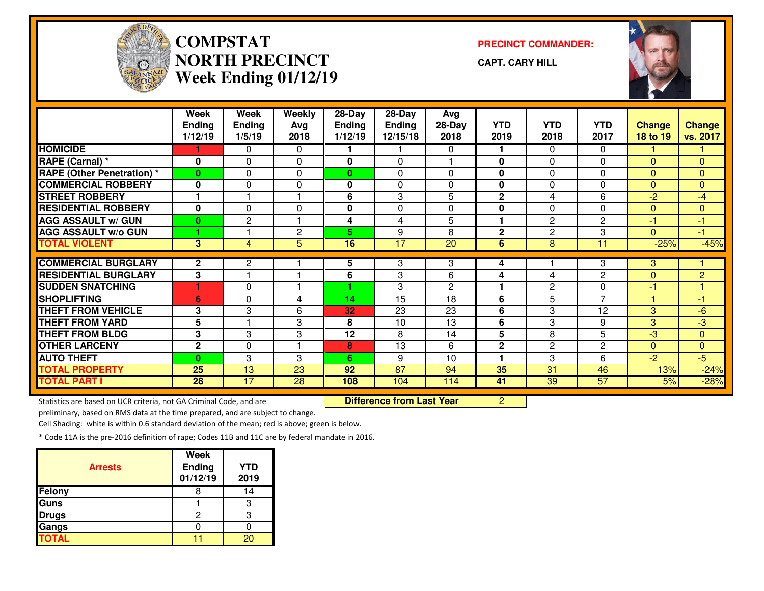# COMPSTAT NORTH PRECINCT Week Ending 01/12/19

**PRECINCT COMMANDER:**

**CAPT. CARY HILL**

| | Week Ending 1/12/19 | Week Ending 1/5/19 | Weekly Avg 2018 | 28-Day Ending 1/12/19 | 28-Day Ending 12/15/18 | Avg 28-Day 2018 | YTD 2019 | YTD 2018 | YTD 2017 | Change 18 to 19 | Change vs. 2017 |
|---|---|---|---|---|---|---|---|---|---|---|---|
| HOMICIDE | 1 | 0 | 0 | 1 | 1 | 0 | 1 | 0 | 0 | 1 | 1 |
| RAPE (Carnal) * | 0 | 0 | 0 | 0 | 0 | 1 | 0 | 0 | 0 | 0 | 0 |
| RAPE (Other Penetration) * | 0 | 0 | 0 | 0 | 0 | 0 | 0 | 0 | 0 | 0 | 0 |
| COMMERCIAL ROBBERY | 0 | 0 | 0 | 0 | 0 | 0 | 0 | 0 | 0 | 0 | 0 |
| STREET ROBBERY | 1 | 1 | 1 | 6 | 3 | 5 | 2 | 4 | 6 | -2 | -4 |
| RESIDENTIAL ROBBERY | 0 | 0 | 0 | 0 | 0 | 0 | 0 | 0 | 0 | 0 | 0 |
| AGG ASSAULT w/ GUN | 0 | 2 | 1 | 4 | 4 | 5 | 1 | 2 | 2 | -1 | -1 |
| AGG ASSAULT w/o GUN | 1 | 1 | 2 | 5 | 9 | 8 | 2 | 2 | 3 | 0 | -1 |
| TOTAL VIOLENT | 3 | 4 | 5 | 16 | 17 | 20 | 6 | 8 | 11 | -25% | -45% |
| COMMERCIAL BURGLARY | 2 | 2 | 1 | 5 | 3 | 3 | 4 | 1 | 3 | 3 | 1 |
| RESIDENTIAL BURGLARY | 3 | 1 | 1 | 6 | 3 | 6 | 4 | 4 | 2 | 0 | 2 |
| SUDDEN SNATCHING | 1 | 0 | 1 | 1 | 3 | 2 | 1 | 2 | 0 | -1 | 1 |
| SHOPLIFTING | 6 | 0 | 4 | 14 | 15 | 18 | 6 | 5 | 7 | 1 | -1 |
| THEFT FROM VEHICLE | 3 | 3 | 6 | 32 | 23 | 23 | 6 | 3 | 12 | 3 | -6 |
| THEFT FROM YARD | 5 | 1 | 3 | 8 | 10 | 13 | 6 | 3 | 9 | 3 | -3 |
| THEFT FROM BLDG | 3 | 3 | 3 | 12 | 8 | 14 | 5 | 8 | 5 | -3 | 0 |
| OTHER LARCENY | 2 | 0 | 1 | 8 | 13 | 6 | 2 | 2 | 2 | 0 | 0 |
| AUTO THEFT | 0 | 3 | 3 | 6 | 9 | 10 | 1 | 3 | 6 | -2 | -5 |
| TOTAL PROPERTY | 25 | 13 | 23 | 92 | 87 | 94 | 35 | 31 | 46 | 13% | -24% |
| TOTAL PART I | 28 | 17 | 28 | 108 | 104 | 114 | 41 | 39 | 57 | 5% | -28% |

**Difference from Last Year**: 2

Statistics are based on UCR criteria, not GA Criminal Code, and are preliminary, based on RMS data at the time prepared, and are subject to change.

Cell Shading: white is within 0.6 standard deviation of the mean; red is above; green is below.

* Code 11A is the pre-2016 definition of rape; Codes 11B and 11C are by federal mandate in 2016.

| Arrests | Week Ending 01/12/19 | YTD 2019 |
|---|---|---|
| Felony | 8 | 14 |
| Guns | 1 | 3 |
| Drugs | 2 | 3 |
| Gangs | 0 | 0 |
| TOTAL | 11 | 20 |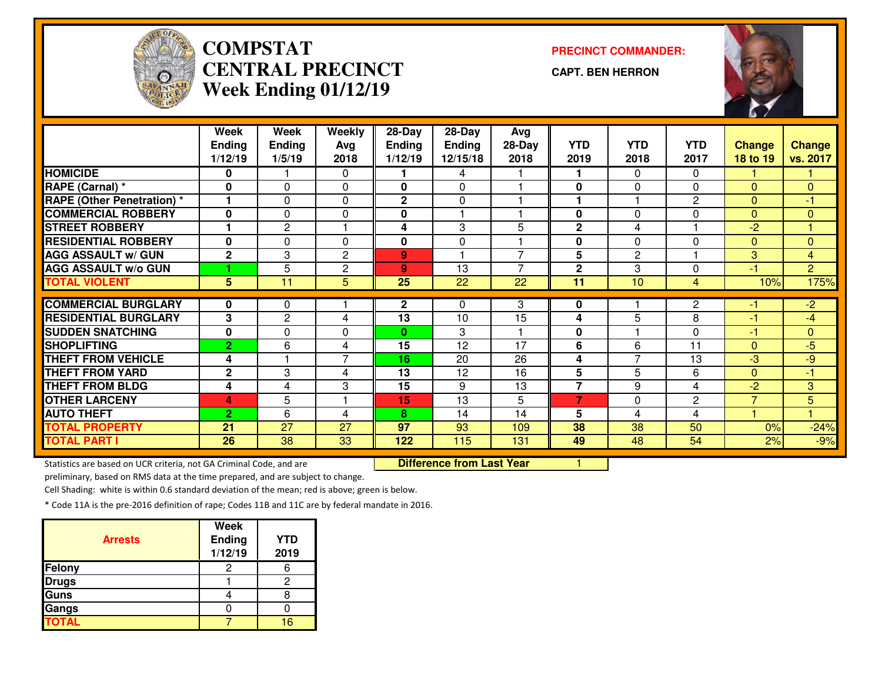# COMPSTAT
# CENTRAL PRECINCT
## Week Ending 01/12/19

**PRECINCT COMMANDER:**

**CAPT. BEN HERRON**

| | Week Ending 1/12/19 | Week Ending 1/5/19 | Weekly Avg 2018 | 28-Day Ending 1/12/19 | 28-Day Ending 12/15/18 | Avg 28-Day 2018 | YTD 2019 | YTD 2018 | YTD 2017 | Change 18 to 19 | Change vs. 2017 |
|---|---|---|---|---|---|---|---|---|---|---|---|
| HOMICIDE | 0 | 1 | 0 | 1 | 4 | 1 | 1 | 0 | 0 | 1 | 1 |
| RAPE (Carnal) * | 0 | 0 | 0 | 0 | 0 | 1 | 0 | 0 | 0 | 0 | 0 |
| RAPE (Other Penetration) * | 1 | 0 | 0 | 2 | 0 | 1 | 1 | 1 | 2 | 0 | -1 |
| COMMERCIAL ROBBERY | 0 | 0 | 0 | 0 | 1 | 1 | 0 | 0 | 0 | 0 | 0 |
| STREET ROBBERY | 1 | 2 | 1 | 4 | 3 | 5 | 2 | 4 | 1 | -2 | 1 |
| RESIDENTIAL ROBBERY | 0 | 0 | 0 | 0 | 0 | 1 | 0 | 0 | 0 | 0 | 0 |
| AGG ASSAULT w/ GUN | 2 | 3 | 2 | 9 | 1 | 7 | 5 | 2 | 1 | 3 | 4 |
| AGG ASSAULT w/o GUN | 1 | 5 | 2 | 9 | 13 | 7 | 2 | 3 | 0 | -1 | 2 |
| TOTAL VIOLENT | 5 | 11 | 5 | 25 | 22 | 22 | 11 | 10 | 4 | 10% | 175% |
| COMMERCIAL BURGLARY | 0 | 0 | 1 | 2 | 0 | 3 | 0 | 1 | 2 | -1 | -2 |
| RESIDENTIAL BURGLARY | 3 | 2 | 4 | 13 | 10 | 15 | 4 | 5 | 8 | -1 | -4 |
| SUDDEN SNATCHING | 0 | 0 | 0 | 0 | 3 | 1 | 0 | 1 | 0 | -1 | 0 |
| SHOPLIFTING | 2 | 6 | 4 | 15 | 12 | 17 | 6 | 6 | 11 | 0 | -5 |
| THEFT FROM VEHICLE | 4 | 1 | 7 | 16 | 20 | 26 | 4 | 7 | 13 | -3 | -9 |
| THEFT FROM YARD | 2 | 3 | 4 | 13 | 12 | 16 | 5 | 5 | 6 | 0 | -1 |
| THEFT FROM BLDG | 4 | 4 | 3 | 15 | 9 | 13 | 7 | 9 | 4 | -2 | 3 |
| OTHER LARCENY | 4 | 5 | 1 | 15 | 13 | 5 | 7 | 0 | 2 | 7 | 5 |
| AUTO THEFT | 2 | 6 | 4 | 8 | 14 | 14 | 5 | 4 | 4 | 1 | 1 |
| TOTAL PROPERTY | 21 | 27 | 27 | 97 | 93 | 109 | 38 | 38 | 50 | 0% | -24% |
| TOTAL PART I | 26 | 38 | 33 | 122 | 115 | 131 | 49 | 48 | 54 | 2% | -9% |

**Difference from Last Year** 1

Statistics are based on UCR criteria, not GA Criminal Code, and are preliminary, based on RMS data at the time prepared, and are subject to change.

Cell Shading: white is within 0.6 standard deviation of the mean; red is above; green is below.

* Code 11A is the pre-2016 definition of rape; Codes 11B and 11C are by federal mandate in 2016.

| Arrests | Week Ending 1/12/19 | YTD 2019 |
|---|---|---|
| Felony | 2 | 6 |
| Drugs | 1 | 2 |
| Guns | 4 | 8 |
| Gangs | 0 | 0 |
| TOTAL | 7 | 16 |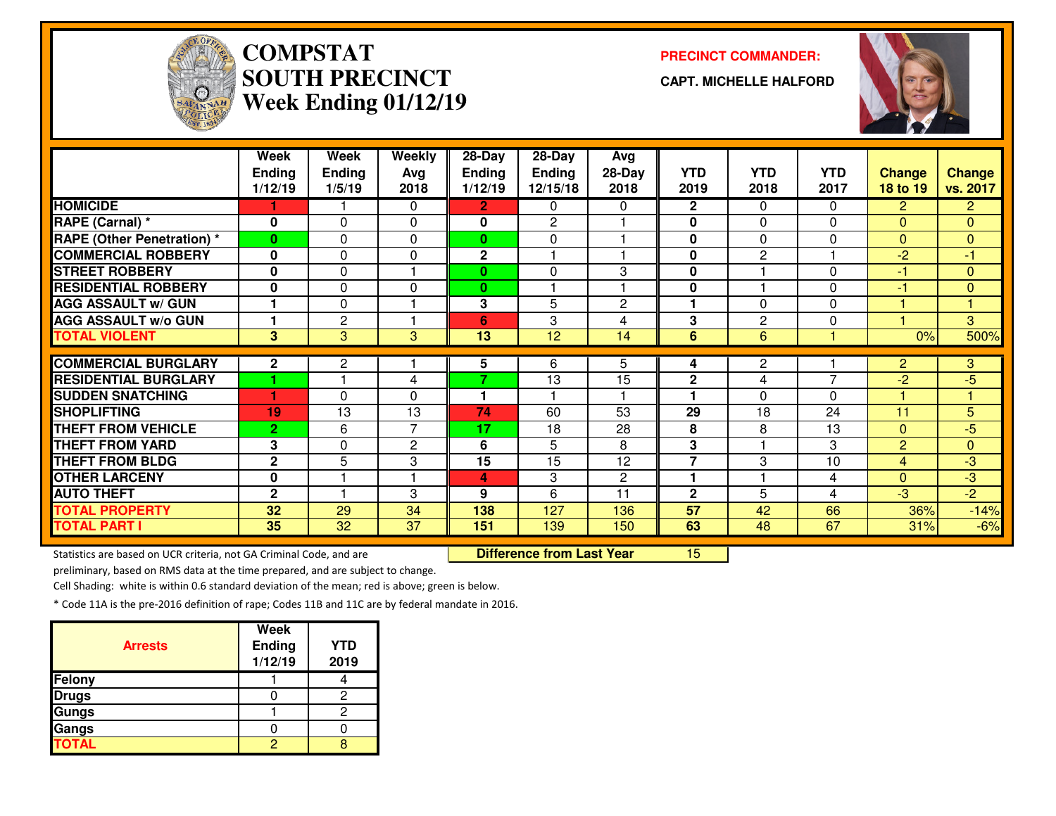# COMPSTAT SOUTH PRECINCT
## Week Ending 01/12/19

**PRECINCT COMMANDER:**

**CAPT. MICHELLE HALFORD**

| | Week Ending 1/12/19 | Week Ending 1/5/19 | Weekly Avg 2018 | 28-Day Ending 1/12/19 | 28-Day Ending 12/15/18 | Avg 28-Day 2018 | YTD 2019 | YTD 2018 | YTD 2017 | Change 18 to 19 | Change vs. 2017 |
|---|---|---|---|---|---|---|---|---|---|---|---|
| HOMICIDE | 1 | 1 | 0 | 2 | 0 | 0 | 2 | 0 | 0 | 2 | 2 |
| RAPE (Carnal) * | 0 | 0 | 0 | 0 | 2 | 1 | 0 | 0 | 0 | 0 | 0 |
| RAPE (Other Penetration) * | 0 | 0 | 0 | 0 | 0 | 1 | 0 | 0 | 0 | 0 | 0 |
| COMMERCIAL ROBBERY | 0 | 0 | 0 | 2 | 1 | 1 | 0 | 2 | 1 | -2 | -1 |
| STREET ROBBERY | 0 | 0 | 1 | 0 | 0 | 3 | 0 | 1 | 0 | -1 | 0 |
| RESIDENTIAL ROBBERY | 0 | 0 | 0 | 0 | 1 | 1 | 0 | 1 | 0 | -1 | 0 |
| AGG ASSAULT w/ GUN | 1 | 0 | 1 | 3 | 5 | 2 | 1 | 0 | 0 | 1 | 1 |
| AGG ASSAULT w/o GUN | 1 | 2 | 1 | 6 | 3 | 4 | 3 | 2 | 0 | 1 | 3 |
| TOTAL VIOLENT | 3 | 3 | 3 | 13 | 12 | 14 | 6 | 6 | 1 | 0% | 500% |
| COMMERCIAL BURGLARY | 2 | 2 | 1 | 5 | 6 | 5 | 4 | 2 | 1 | 2 | 3 |
| RESIDENTIAL BURGLARY | 1 | 1 | 4 | 7 | 13 | 15 | 2 | 4 | 7 | -2 | -5 |
| SUDDEN SNATCHING | 1 | 0 | 0 | 1 | 1 | 1 | 1 | 0 | 0 | 1 | 1 |
| SHOPLIFTING | 19 | 13 | 13 | 74 | 60 | 53 | 29 | 18 | 24 | 11 | 5 |
| THEFT FROM VEHICLE | 2 | 6 | 7 | 17 | 18 | 28 | 8 | 8 | 13 | 0 | -5 |
| THEFT FROM YARD | 3 | 0 | 2 | 6 | 5 | 8 | 3 | 1 | 3 | 2 | 0 |
| THEFT FROM BLDG | 2 | 5 | 3 | 15 | 15 | 12 | 7 | 3 | 10 | 4 | -3 |
| OTHER LARCENY | 0 | 1 | 1 | 4 | 3 | 2 | 1 | 1 | 4 | 0 | -3 |
| AUTO THEFT | 2 | 1 | 3 | 9 | 6 | 11 | 2 | 5 | 4 | -3 | -2 |
| TOTAL PROPERTY | 32 | 29 | 34 | 138 | 127 | 136 | 57 | 42 | 66 | 36% | -14% |
| TOTAL PART I | 35 | 32 | 37 | 151 | 139 | 150 | 63 | 48 | 67 | 31% | -6% |

**Difference from Last Year** 15

Statistics are based on UCR criteria, not GA Criminal Code, and are preliminary, based on RMS data at the time prepared, and are subject to change.

Cell Shading: white is within 0.6 standard deviation of the mean; red is above; green is below.

* Code 11A is the pre-2016 definition of rape; Codes 11B and 11C are by federal mandate in 2016.

| Arrests | Week Ending 1/12/19 | YTD 2019 |
|---|---|---|
| Felony | 1 | 4 |
| Drugs | 0 | 2 |
| Gungs | 1 | 2 |
| Gangs | 0 | 0 |
| TOTAL | 2 | 8 |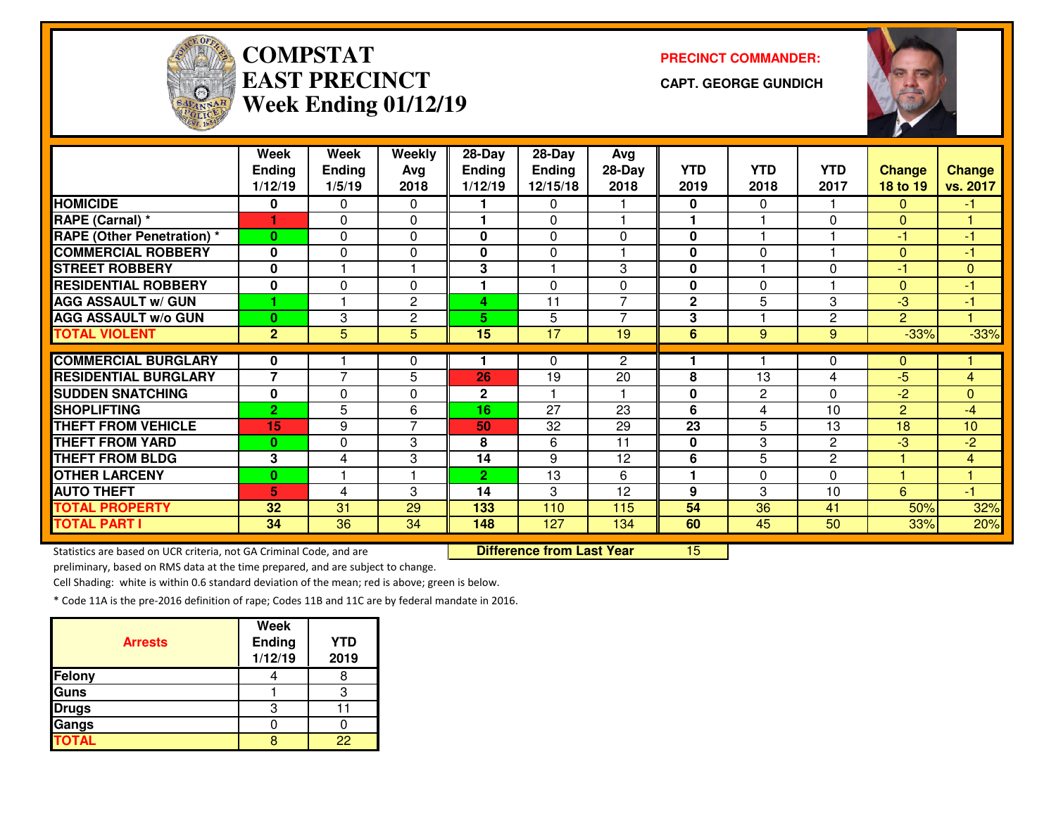# COMPSTAT
# EAST PRECINCT
# Week Ending 01/12/19

**PRECINCT COMMANDER:**

**CAPT. GEORGE GUNDICH**

| | Week Ending 1/12/19 | Week Ending 1/5/19 | Weekly Avg 2018 | 28-Day Ending 1/12/19 | 28-Day Ending 12/15/18 | Avg 28-Day 2018 | YTD 2019 | YTD 2018 | YTD 2017 | Change 18 to 19 | Change vs. 2017 |
|---|---|---|---|---|---|---|---|---|---|---|---|
| HOMICIDE | 0 | 0 | 0 | 1 | 0 | 1 | 0 | 0 | 1 | 0 | -1 |
| RAPE (Carnal) * | 1 | 0 | 0 | 1 | 0 | 1 | 1 | 1 | 0 | 0 | 1 |
| RAPE (Other Penetration) * | 0 | 0 | 0 | 0 | 0 | 0 | 0 | 1 | 1 | -1 | -1 |
| COMMERCIAL ROBBERY | 0 | 0 | 0 | 0 | 0 | 1 | 0 | 0 | 1 | 0 | -1 |
| STREET ROBBERY | 0 | 1 | 1 | 3 | 1 | 3 | 0 | 1 | 0 | -1 | 0 |
| RESIDENTIAL ROBBERY | 0 | 0 | 0 | 1 | 0 | 0 | 0 | 0 | 1 | 0 | -1 |
| AGG ASSAULT w/ GUN | 1 | 1 | 2 | 4 | 11 | 7 | 2 | 5 | 3 | -3 | -1 |
| AGG ASSAULT w/o GUN | 0 | 3 | 2 | 5 | 5 | 7 | 3 | 1 | 2 | 2 | 1 |
| TOTAL VIOLENT | 2 | 5 | 5 | 15 | 17 | 19 | 6 | 9 | 9 | -33% | -33% |
| COMMERCIAL BURGLARY | 0 | 1 | 0 | 1 | 0 | 2 | 1 | 1 | 0 | 0 | 1 |
| RESIDENTIAL BURGLARY | 7 | 7 | 5 | 26 | 19 | 20 | 8 | 13 | 4 | -5 | 4 |
| SUDDEN SNATCHING | 0 | 0 | 0 | 2 | 1 | 1 | 0 | 2 | 0 | -2 | 0 |
| SHOPLIFTING | 2 | 5 | 6 | 16 | 27 | 23 | 6 | 4 | 10 | 2 | -4 |
| THEFT FROM VEHICLE | 15 | 9 | 7 | 50 | 32 | 29 | 23 | 5 | 13 | 18 | 10 |
| THEFT FROM YARD | 0 | 0 | 3 | 8 | 6 | 11 | 0 | 3 | 2 | -3 | -2 |
| THEFT FROM BLDG | 3 | 4 | 3 | 14 | 9 | 12 | 6 | 5 | 2 | 1 | 4 |
| OTHER LARCENY | 0 | 1 | 1 | 2 | 13 | 6 | 1 | 0 | 0 | 1 | 1 |
| AUTO THEFT | 5 | 4 | 3 | 14 | 3 | 12 | 9 | 3 | 10 | 6 | -1 |
| TOTAL PROPERTY | 32 | 31 | 29 | 133 | 110 | 115 | 54 | 36 | 41 | 50% | 32% |
| TOTAL PART I | 34 | 36 | 34 | 148 | 127 | 134 | 60 | 45 | 50 | 33% | 20% |

**Difference from Last Year** 15

Statistics are based on UCR criteria, not GA Criminal Code, and are preliminary, based on RMS data at the time prepared, and are subject to change.

Cell Shading: white is within 0.6 standard deviation of the mean; red is above; green is below.

* Code 11A is the pre-2016 definition of rape; Codes 11B and 11C are by federal mandate in 2016.

| Arrests | Week Ending 1/12/19 | YTD 2019 |
|---|---|---|
| Felony | 4 | 8 |
| Guns | 1 | 3 |
| Drugs | 3 | 11 |
| Gangs | 0 | 0 |
| TOTAL | 8 | 22 |